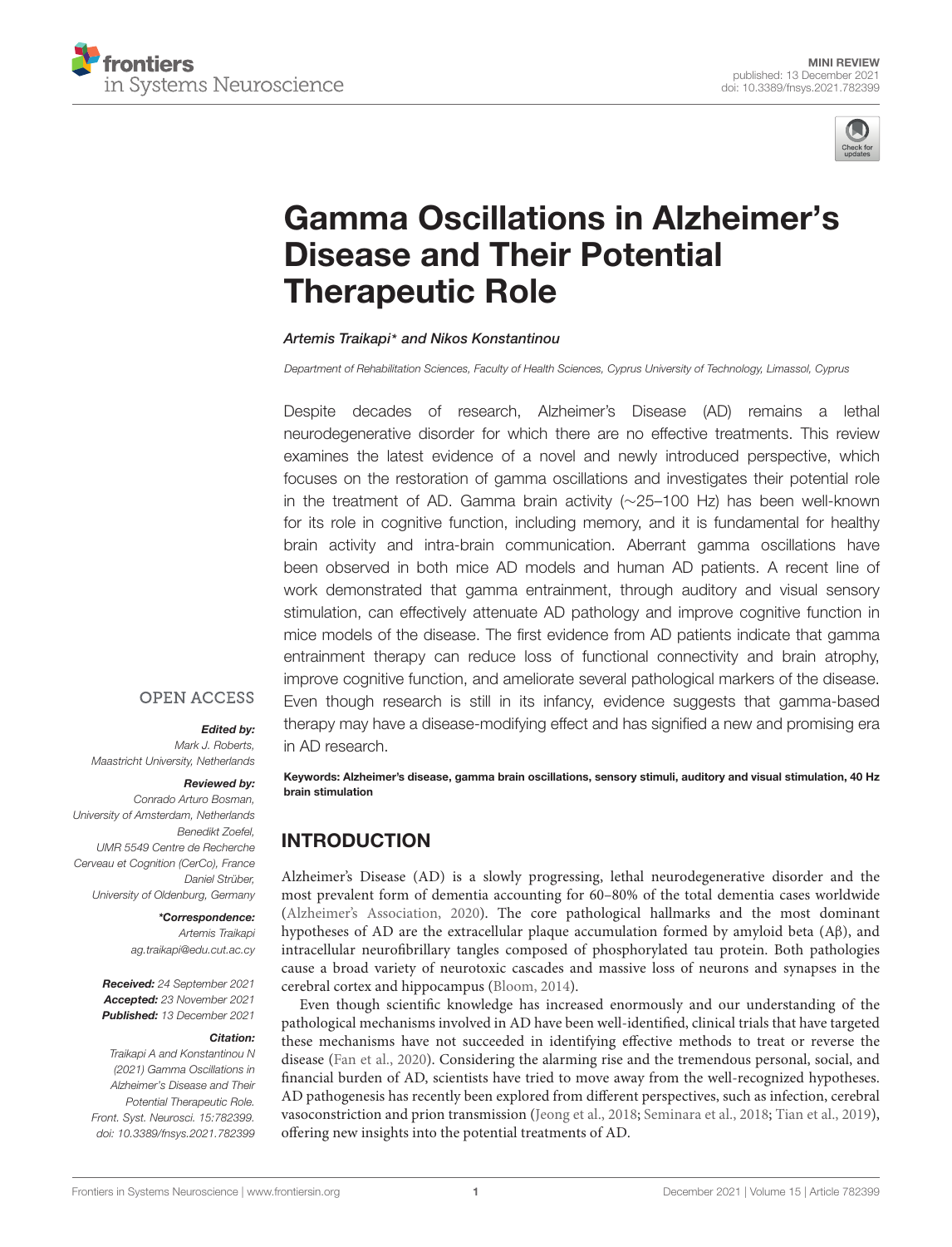MINI REVIEW
published: 13 December 2021
doi: 10.3389/fnsys.2021.782399

# Gamma Oscillations in Alzheimer's Disease and Their Potential Therapeutic Role

*Artemis Traikapi\* and Nikos Konstantinou*

*Department of Rehabilitation Sciences, Faculty of Health Sciences, Cyprus University of Technology, Limassol, Cyprus*

Despite decades of research, Alzheimer's Disease (AD) remains a lethal neurodegenerative disorder for which there are no effective treatments. This review examines the latest evidence of a novel and newly introduced perspective, which focuses on the restoration of gamma oscillations and investigates their potential role in the treatment of AD. Gamma brain activity (∼25–100 Hz) has been well-known for its role in cognitive function, including memory, and it is fundamental for healthy brain activity and intra-brain communication. Aberrant gamma oscillations have been observed in both mice AD models and human AD patients. A recent line of work demonstrated that gamma entrainment, through auditory and visual sensory stimulation, can effectively attenuate AD pathology and improve cognitive function in mice models of the disease. The first evidence from AD patients indicate that gamma entrainment therapy can reduce loss of functional connectivity and brain atrophy, improve cognitive function, and ameliorate several pathological markers of the disease. Even though research is still in its infancy, evidence suggests that gamma-based therapy may have a disease-modifying effect and has signified a new and promising era in AD research.

**Keywords: Alzheimer's disease, gamma brain oscillations, sensory stimuli, auditory and visual stimulation, 40 Hz brain stimulation**

OPEN ACCESS

***Edited by:***
*Mark J. Roberts, Maastricht University, Netherlands*

***Reviewed by:***
*Conrado Arturo Bosman, University of Amsterdam, Netherlands*
*Benedikt Zoefel, UMR 5549 Centre de Recherche Cerveau et Cognition (CerCo), France*
*Daniel Strüber, University of Oldenburg, Germany*

***\*Correspondence:***
*Artemis Traikapi*
*ag.traikapi@edu.cut.ac.cy*

***Received:*** *24 September 2021*
***Accepted:*** *23 November 2021*
***Published:*** *13 December 2021*

***Citation:***
*Traikapi A and Konstantinou N (2021) Gamma Oscillations in Alzheimer's Disease and Their Potential Therapeutic Role. Front. Syst. Neurosci. 15:782399. doi: 10.3389/fnsys.2021.782399*

## INTRODUCTION

Alzheimer's Disease (AD) is a slowly progressing, lethal neurodegenerative disorder and the most prevalent form of dementia accounting for 60–80% of the total dementia cases worldwide (Alzheimer's Association, 2020). The core pathological hallmarks and the most dominant hypotheses of AD are the extracellular plaque accumulation formed by amyloid beta (Aβ), and intracellular neurofibrillary tangles composed of phosphorylated tau protein. Both pathologies cause a broad variety of neurotoxic cascades and massive loss of neurons and synapses in the cerebral cortex and hippocampus (Bloom, 2014).

Even though scientific knowledge has increased enormously and our understanding of the pathological mechanisms involved in AD have been well-identified, clinical trials that have targeted these mechanisms have not succeeded in identifying effective methods to treat or reverse the disease (Fan et al., 2020). Considering the alarming rise and the tremendous personal, social, and financial burden of AD, scientists have tried to move away from the well-recognized hypotheses. AD pathogenesis has recently been explored from different perspectives, such as infection, cerebral vasoconstriction and prion transmission (Jeong et al., 2018; Seminara et al., 2018; Tian et al., 2019), offering new insights into the potential treatments of AD.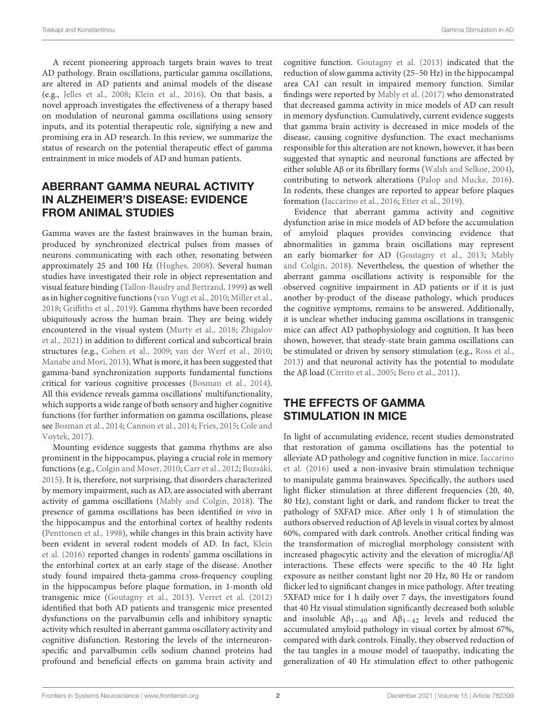A recent pioneering approach targets brain waves to treat AD pathology. Brain oscillations, particular gamma oscillations, are altered in AD patients and animal models of the disease (e.g., Jelles et al., 2008; Klein et al., 2016). On that basis, a novel approach investigates the effectiveness of a therapy based on modulation of neuronal gamma oscillations using sensory inputs, and its potential therapeutic role, signifying a new and promising era in AD research. In this review, we summarize the status of research on the potential therapeutic effect of gamma entrainment in mice models of AD and human patients.

## ABERRANT GAMMA NEURAL ACTIVITY IN ALZHEIMER'S DISEASE: EVIDENCE FROM ANIMAL STUDIES

Gamma waves are the fastest brainwaves in the human brain, produced by synchronized electrical pulses from masses of neurons communicating with each other, resonating between approximately 25 and 100 Hz (Hughes, 2008). Several human studies have investigated their role in object representation and visual feature binding (Tallon-Baudry and Bertrand, 1999) as well as in higher cognitive functions (van Vugt et al., 2010; Miller et al., 2018; Griffiths et al., 2019). Gamma rhythms have been recorded ubiquitously across the human brain. They are being widely encountered in the visual system (Murty et al., 2018; Zhigalov et al., 2021) in addition to different cortical and subcortical brain structures (e.g., Cohen et al., 2009; van der Werf et al., 2010; Manabe and Mori, 2013). What is more, it has been suggested that gamma-band synchronization supports fundamental functions critical for various cognitive processes (Bosman et al., 2014). All this evidence reveals gamma oscillations' multifunctionality, which supports a wide range of both sensory and higher cognitive functions (for further information on gamma oscillations, please see Bosman et al., 2014; Cannon et al., 2014; Fries, 2015; Cole and Voytek, 2017).

Mounting evidence suggests that gamma rhythms are also prominent in the hippocampus, playing a crucial role in memory functions (e.g., Colgin and Moser, 2010; Carr et al., 2012; Buzsáki, 2015). It is, therefore, not surprising, that disorders characterized by memory impairment, such as AD, are associated with aberrant activity of gamma oscillations (Mably and Colgin, 2018). The presence of gamma oscillations has been identified *in vivo* in the hippocampus and the entorhinal cortex of healthy rodents (Penttonen et al., 1998), while changes in this brain activity have been evident in several rodent models of AD. In fact, Klein et al. (2016) reported changes in rodents' gamma oscillations in the entorhinal cortex at an early stage of the disease. Another study found impaired theta-gamma cross-frequency coupling in the hippocampus before plaque formation, in 1-month old transgenic mice (Goutagny et al., 2013). Verret et al. (2012) identified that both AD patients and transgenic mice presented dysfunctions on the parvalbumin cells and inhibitory synaptic activity which resulted in aberrant gamma oscillatory activity and cognitive disfunction. Restoring the levels of the interneuron-specific and parvalbumin cells sodium channel proteins had profound and beneficial effects on gamma brain activity and cognitive function. Goutagny et al. (2013) indicated that the reduction of slow gamma activity (25–50 Hz) in the hippocampal area CA1 can result in impaired memory function. Similar findings were reported by Mably et al. (2017) who demonstrated that decreased gamma activity in mice models of AD can result in memory dysfunction. Cumulatively, current evidence suggests that gamma brain activity is decreased in mice models of the disease, causing cognitive dysfunction. The exact mechanisms responsible for this alteration are not known, however, it has been suggested that synaptic and neuronal functions are affected by either soluble Aβ or its fibrillary forms (Walsh and Selkoe, 2004), contributing to network alterations (Palop and Mucke, 2016). In rodents, these changes are reported to appear before plaques formation (Iaccarino et al., 2016; Etter et al., 2019).

Evidence that aberrant gamma activity and cognitive dysfunction arise in mice models of AD before the accumulation of amyloid plaques provides convincing evidence that abnormalities in gamma brain oscillations may represent an early biomarker for AD (Goutagny et al., 2013; Mably and Colgin, 2018). Nevertheless, the question of whether the aberrant gamma oscillations activity is responsible for the observed cognitive impairment in AD patients or if it is just another by-product of the disease pathology, which produces the cognitive symptoms, remains to be answered. Additionally, it is unclear whether inducing gamma oscillations in transgenic mice can affect AD pathophysiology and cognition. It has been shown, however, that steady-state brain gamma oscillations can be stimulated or driven by sensory stimulation (e.g., Ross et al., 2013) and that neuronal activity has the potential to modulate the Aβ load (Cirrito et al., 2005; Bero et al., 2011).

## THE EFFECTS OF GAMMA STIMULATION IN MICE

In light of accumulating evidence, recent studies demonstrated that restoration of gamma oscillations has the potential to alleviate AD pathology and cognitive function in mice. Iaccarino et al. (2016) used a non-invasive brain stimulation technique to manipulate gamma brainwaves. Specifically, the authors used light flicker stimulation at three different frequencies (20, 40, 80 Hz), constant light or dark, and random flicker to treat the pathology of 5XFAD mice. After only 1 h of stimulation the authors observed reduction of Aβ levels in visual cortex by almost 60%, compared with dark controls. Another critical finding was the transformation of microglial morphology consistent with increased phagocytic activity and the elevation of microglia/Aβ interactions. These effects were specific to the 40 Hz light exposure as neither constant light nor 20 Hz, 80 Hz or random flicker led to significant changes in mice pathology. After treating 5XFAD mice for 1 h daily over 7 days, the investigators found that 40 Hz visual stimulation significantly decreased both soluble and insoluble $A\beta_{1-40}$ and $A\beta_{1-42}$ levels and reduced the accumulated amyloid pathology in visual cortex by almost 67%, compared with dark controls. Finally, they observed reduction of the tau tangles in a mouse model of tauopathy, indicating the generalization of 40 Hz stimulation effect to other pathogenic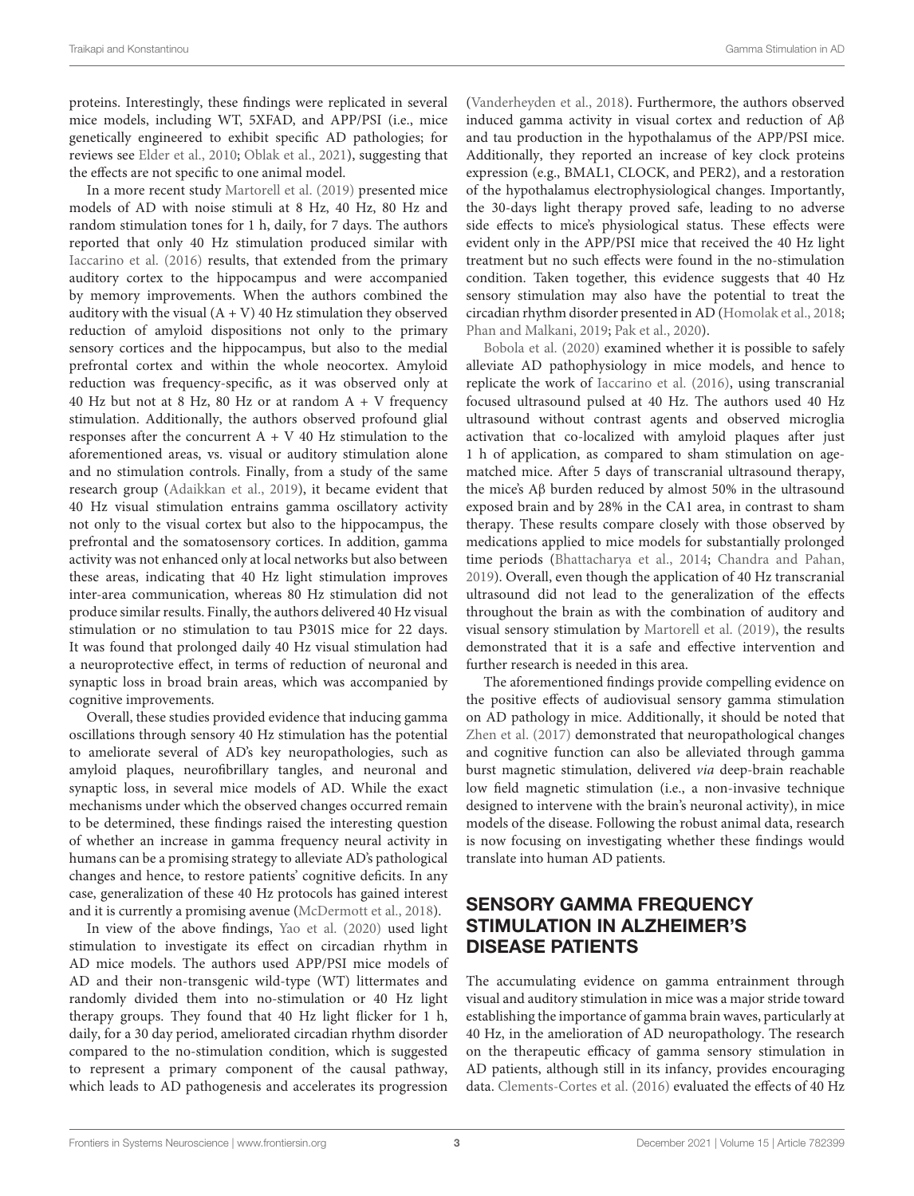proteins. Interestingly, these findings were replicated in several mice models, including WT, 5XFAD, and APP/PSI (i.e., mice genetically engineered to exhibit specific AD pathologies; for reviews see Elder et al., 2010; Oblak et al., 2021), suggesting that the effects are not specific to one animal model.

In a more recent study Martorell et al. (2019) presented mice models of AD with noise stimuli at 8 Hz, 40 Hz, 80 Hz and random stimulation tones for 1 h, daily, for 7 days. The authors reported that only 40 Hz stimulation produced similar with Iaccarino et al. (2016) results, that extended from the primary auditory cortex to the hippocampus and were accompanied by memory improvements. When the authors combined the auditory with the visual (A + V) 40 Hz stimulation they observed reduction of amyloid dispositions not only to the primary sensory cortices and the hippocampus, but also to the medial prefrontal cortex and within the whole neocortex. Amyloid reduction was frequency-specific, as it was observed only at 40 Hz but not at 8 Hz, 80 Hz or at random A + V frequency stimulation. Additionally, the authors observed profound glial responses after the concurrent A + V 40 Hz stimulation to the aforementioned areas, vs. visual or auditory stimulation alone and no stimulation controls. Finally, from a study of the same research group (Adaikkan et al., 2019), it became evident that 40 Hz visual stimulation entrains gamma oscillatory activity not only to the visual cortex but also to the hippocampus, the prefrontal and the somatosensory cortices. In addition, gamma activity was not enhanced only at local networks but also between these areas, indicating that 40 Hz light stimulation improves inter-area communication, whereas 80 Hz stimulation did not produce similar results. Finally, the authors delivered 40 Hz visual stimulation or no stimulation to tau P301S mice for 22 days. It was found that prolonged daily 40 Hz visual stimulation had a neuroprotective effect, in terms of reduction of neuronal and synaptic loss in broad brain areas, which was accompanied by cognitive improvements.

Overall, these studies provided evidence that inducing gamma oscillations through sensory 40 Hz stimulation has the potential to ameliorate several of AD's key neuropathologies, such as amyloid plaques, neurofibrillary tangles, and neuronal and synaptic loss, in several mice models of AD. While the exact mechanisms under which the observed changes occurred remain to be determined, these findings raised the interesting question of whether an increase in gamma frequency neural activity in humans can be a promising strategy to alleviate AD's pathological changes and hence, to restore patients' cognitive deficits. In any case, generalization of these 40 Hz protocols has gained interest and it is currently a promising avenue (McDermott et al., 2018).

In view of the above findings, Yao et al. (2020) used light stimulation to investigate its effect on circadian rhythm in AD mice models. The authors used APP/PSI mice models of AD and their non-transgenic wild-type (WT) littermates and randomly divided them into no-stimulation or 40 Hz light therapy groups. They found that 40 Hz light flicker for 1 h, daily, for a 30 day period, ameliorated circadian rhythm disorder compared to the no-stimulation condition, which is suggested to represent a primary component of the causal pathway, which leads to AD pathogenesis and accelerates its progression (Vanderheyden et al., 2018). Furthermore, the authors observed induced gamma activity in visual cortex and reduction of Aβ and tau production in the hypothalamus of the APP/PSI mice. Additionally, they reported an increase of key clock proteins expression (e.g., BMAL1, CLOCK, and PER2), and a restoration of the hypothalamus electrophysiological changes. Importantly, the 30-days light therapy proved safe, leading to no adverse side effects to mice's physiological status. These effects were evident only in the APP/PSI mice that received the 40 Hz light treatment but no such effects were found in the no-stimulation condition. Taken together, this evidence suggests that 40 Hz sensory stimulation may also have the potential to treat the circadian rhythm disorder presented in AD (Homolak et al., 2018; Phan and Malkani, 2019; Pak et al., 2020).

Bobola et al. (2020) examined whether it is possible to safely alleviate AD pathophysiology in mice models, and hence to replicate the work of Iaccarino et al. (2016), using transcranial focused ultrasound pulsed at 40 Hz. The authors used 40 Hz ultrasound without contrast agents and observed microglia activation that co-localized with amyloid plaques after just 1 h of application, as compared to sham stimulation on age-matched mice. After 5 days of transcranial ultrasound therapy, the mice's Aβ burden reduced by almost 50% in the ultrasound exposed brain and by 28% in the CA1 area, in contrast to sham therapy. These results compare closely with those observed by medications applied to mice models for substantially prolonged time periods (Bhattacharya et al., 2014; Chandra and Pahan, 2019). Overall, even though the application of 40 Hz transcranial ultrasound did not lead to the generalization of the effects throughout the brain as with the combination of auditory and visual sensory stimulation by Martorell et al. (2019), the results demonstrated that it is a safe and effective intervention and further research is needed in this area.

The aforementioned findings provide compelling evidence on the positive effects of audiovisual sensory gamma stimulation on AD pathology in mice. Additionally, it should be noted that Zhen et al. (2017) demonstrated that neuropathological changes and cognitive function can also be alleviated through gamma burst magnetic stimulation, delivered *via* deep-brain reachable low field magnetic stimulation (i.e., a non-invasive technique designed to intervene with the brain's neuronal activity), in mice models of the disease. Following the robust animal data, research is now focusing on investigating whether these findings would translate into human AD patients.

## SENSORY GAMMA FREQUENCY STIMULATION IN ALZHEIMER'S DISEASE PATIENTS

The accumulating evidence on gamma entrainment through visual and auditory stimulation in mice was a major stride toward establishing the importance of gamma brain waves, particularly at 40 Hz, in the amelioration of AD neuropathology. The research on the therapeutic efficacy of gamma sensory stimulation in AD patients, although still in its infancy, provides encouraging data. Clements-Cortes et al. (2016) evaluated the effects of 40 Hz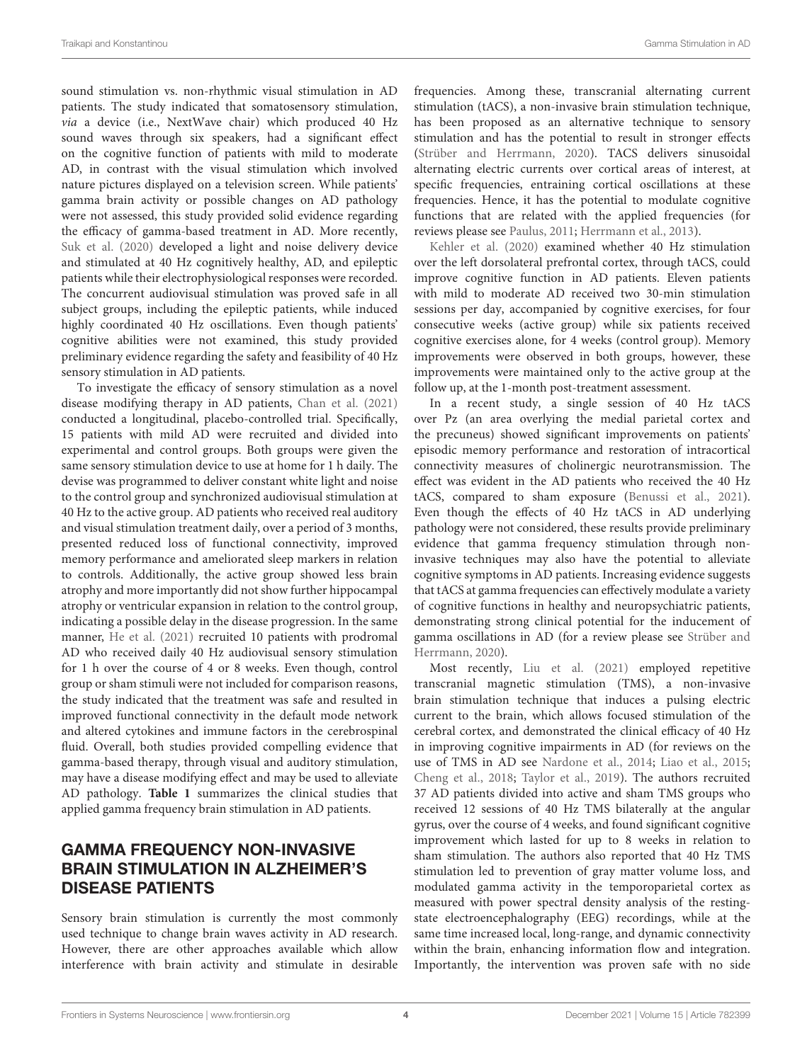sound stimulation vs. non-rhythmic visual stimulation in AD patients. The study indicated that somatosensory stimulation, *via* a device (i.e., NextWave chair) which produced 40 Hz sound waves through six speakers, had a significant effect on the cognitive function of patients with mild to moderate AD, in contrast with the visual stimulation which involved nature pictures displayed on a television screen. While patients' gamma brain activity or possible changes on AD pathology were not assessed, this study provided solid evidence regarding the efficacy of gamma-based treatment in AD. More recently, Suk et al. (2020) developed a light and noise delivery device and stimulated at 40 Hz cognitively healthy, AD, and epileptic patients while their electrophysiological responses were recorded. The concurrent audiovisual stimulation was proved safe in all subject groups, including the epileptic patients, while induced highly coordinated 40 Hz oscillations. Even though patients' cognitive abilities were not examined, this study provided preliminary evidence regarding the safety and feasibility of 40 Hz sensory stimulation in AD patients.

To investigate the efficacy of sensory stimulation as a novel disease modifying therapy in AD patients, Chan et al. (2021) conducted a longitudinal, placebo-controlled trial. Specifically, 15 patients with mild AD were recruited and divided into experimental and control groups. Both groups were given the same sensory stimulation device to use at home for 1 h daily. The devise was programmed to deliver constant white light and noise to the control group and synchronized audiovisual stimulation at 40 Hz to the active group. AD patients who received real auditory and visual stimulation treatment daily, over a period of 3 months, presented reduced loss of functional connectivity, improved memory performance and ameliorated sleep markers in relation to controls. Additionally, the active group showed less brain atrophy and more importantly did not show further hippocampal atrophy or ventricular expansion in relation to the control group, indicating a possible delay in the disease progression. In the same manner, He et al. (2021) recruited 10 patients with prodromal AD who received daily 40 Hz audiovisual sensory stimulation for 1 h over the course of 4 or 8 weeks. Even though, control group or sham stimuli were not included for comparison reasons, the study indicated that the treatment was safe and resulted in improved functional connectivity in the default mode network and altered cytokines and immune factors in the cerebrospinal fluid. Overall, both studies provided compelling evidence that gamma-based therapy, through visual and auditory stimulation, may have a disease modifying effect and may be used to alleviate AD pathology. **Table 1** summarizes the clinical studies that applied gamma frequency brain stimulation in AD patients.

## GAMMA FREQUENCY NON-INVASIVE BRAIN STIMULATION IN ALZHEIMER'S DISEASE PATIENTS

Sensory brain stimulation is currently the most commonly used technique to change brain waves activity in AD research. However, there are other approaches available which allow interference with brain activity and stimulate in desirable frequencies. Among these, transcranial alternating current stimulation (tACS), a non-invasive brain stimulation technique, has been proposed as an alternative technique to sensory stimulation and has the potential to result in stronger effects (Strüber and Herrmann, 2020). TACS delivers sinusoidal alternating electric currents over cortical areas of interest, at specific frequencies, entraining cortical oscillations at these frequencies. Hence, it has the potential to modulate cognitive functions that are related with the applied frequencies (for reviews please see Paulus, 2011; Herrmann et al., 2013).

Kehler et al. (2020) examined whether 40 Hz stimulation over the left dorsolateral prefrontal cortex, through tACS, could improve cognitive function in AD patients. Eleven patients with mild to moderate AD received two 30-min stimulation sessions per day, accompanied by cognitive exercises, for four consecutive weeks (active group) while six patients received cognitive exercises alone, for 4 weeks (control group). Memory improvements were observed in both groups, however, these improvements were maintained only to the active group at the follow up, at the 1-month post-treatment assessment.

In a recent study, a single session of 40 Hz tACS over Pz (an area overlying the medial parietal cortex and the precuneus) showed significant improvements on patients' episodic memory performance and restoration of intracortical connectivity measures of cholinergic neurotransmission. The effect was evident in the AD patients who received the 40 Hz tACS, compared to sham exposure (Benussi et al., 2021). Even though the effects of 40 Hz tACS in AD underlying pathology were not considered, these results provide preliminary evidence that gamma frequency stimulation through non-invasive techniques may also have the potential to alleviate cognitive symptoms in AD patients. Increasing evidence suggests that tACS at gamma frequencies can effectively modulate a variety of cognitive functions in healthy and neuropsychiatric patients, demonstrating strong clinical potential for the inducement of gamma oscillations in AD (for a review please see Strüber and Herrmann, 2020).

Most recently, Liu et al. (2021) employed repetitive transcranial magnetic stimulation (TMS), a non-invasive brain stimulation technique that induces a pulsing electric current to the brain, which allows focused stimulation of the cerebral cortex, and demonstrated the clinical efficacy of 40 Hz in improving cognitive impairments in AD (for reviews on the use of TMS in AD see Nardone et al., 2014; Liao et al., 2015; Cheng et al., 2018; Taylor et al., 2019). The authors recruited 37 AD patients divided into active and sham TMS groups who received 12 sessions of 40 Hz TMS bilaterally at the angular gyrus, over the course of 4 weeks, and found significant cognitive improvement which lasted for up to 8 weeks in relation to sham stimulation. The authors also reported that 40 Hz TMS stimulation led to prevention of gray matter volume loss, and modulated gamma activity in the temporoparietal cortex as measured with power spectral density analysis of the resting-state electroencephalography (EEG) recordings, while at the same time increased local, long-range, and dynamic connectivity within the brain, enhancing information flow and integration. Importantly, the intervention was proven safe with no side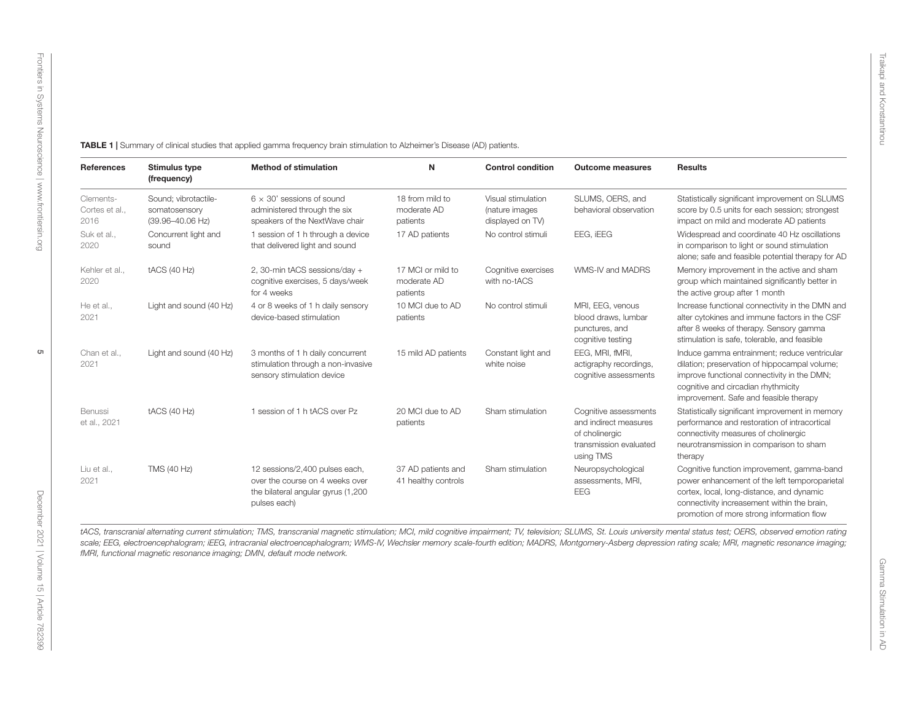**TABLE 1 |** Summary of clinical studies that applied gamma frequency brain stimulation to Alzheimer's Disease (AD) patients.

| References | Stimulus type (frequency) | Method of stimulation | N | Control condition | Outcome measures | Results |
|---|---|---|---|---|---|---|
| Clements-Cortes et al., 2016 | Sound; vibrotactile-somatosensory (39.96–40.06 Hz) | 6 × 30' sessions of sound administered through the six speakers of the NextWave chair | 18 from mild to moderate AD patients | Visual stimulation (nature images displayed on TV) | SLUMS, OERS, and behavioral observation | Statistically significant improvement on SLUMS score by 0.5 units for each session; strongest impact on mild and moderate AD patients |
| Suk et al., 2020 | Concurrent light and sound | 1 session of 1 h through a device that delivered light and sound | 17 AD patients | No control stimuli | EEG, iEEG | Widespread and coordinate 40 Hz oscillations in comparison to light or sound stimulation alone; safe and feasible potential therapy for AD |
| Kehler et al., 2020 | tACS (40 Hz) | 2, 30-min tACS sessions/day + cognitive exercises, 5 days/week for 4 weeks | 17 MCI or mild to moderate AD patients | Cognitive exercises with no-tACS | WMS-IV and MADRS | Memory improvement in the active and sham group which maintained significantly better in the active group after 1 month |
| He et al., 2021 | Light and sound (40 Hz) | 4 or 8 weeks of 1 h daily sensory device-based stimulation | 10 MCI due to AD patients | No control stimuli | MRI, EEG, venous blood draws, lumbar punctures, and cognitive testing | Increase functional connectivity in the DMN and alter cytokines and immune factors in the CSF after 8 weeks of therapy. Sensory gamma stimulation is safe, tolerable, and feasible |
| Chan et al., 2021 | Light and sound (40 Hz) | 3 months of 1 h daily concurrent stimulation through a non-invasive sensory stimulation device | 15 mild AD patients | Constant light and white noise | EEG, MRI, fMRI, actigraphy recordings, cognitive assessments | Induce gamma entrainment; reduce ventricular dilation; preservation of hippocampal volume; improve functional connectivity in the DMN; cognitive and circadian rhythmicity improvement. Safe and feasible therapy |
| Benussi et al., 2021 | tACS (40 Hz) | 1 session of 1 h tACS over Pz | 20 MCI due to AD patients | Sham stimulation | Cognitive assessments and indirect measures of cholinergic transmission evaluated using TMS | Statistically significant improvement in memory performance and restoration of intracortical connectivity measures of cholinergic neurotransmission in comparison to sham therapy |
| Liu et al., 2021 | TMS (40 Hz) | 12 sessions/2,400 pulses each, over the course on 4 weeks over the bilateral angular gyrus (1,200 pulses each) | 37 AD patients and 41 healthy controls | Sham stimulation | Neuropsychological assessments, MRI, EEG | Cognitive function improvement, gamma-band power enhancement of the left temporoparietal cortex, local, long-distance, and dynamic connectivity increasement within the brain, promotion of more strong information flow |

*tACS, transcranial alternating current stimulation; TMS, transcranial magnetic stimulation; MCI, mild cognitive impairment; TV, television; SLUMS, St. Louis university mental status test; OERS, observed emotion rating scale; EEG, electroencephalogram; iEEG, intracranial electroencephalogram; WMS-IV, Wechsler memory scale-fourth edition; MADRS, Montgomery-Asberg depression rating scale; MRI, magnetic resonance imaging; fMRI, functional magnetic resonance imaging; DMN, default mode network.*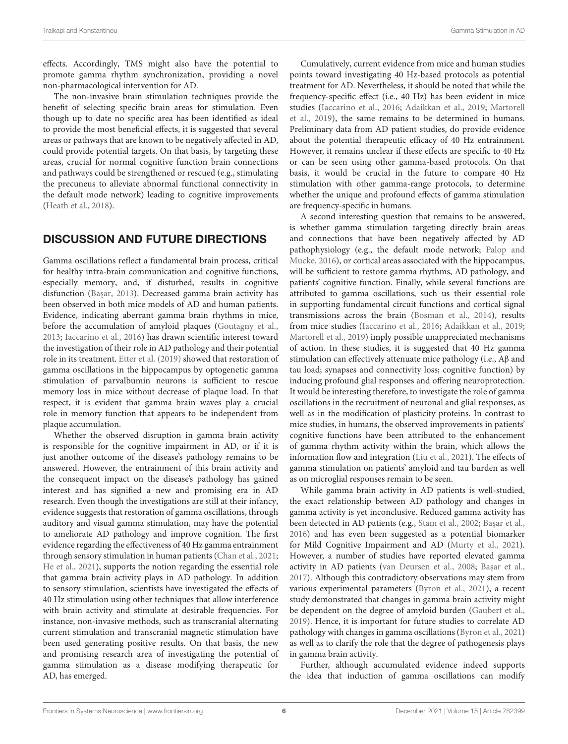effects. Accordingly, TMS might also have the potential to promote gamma rhythm synchronization, providing a novel non-pharmacological intervention for AD.

The non-invasive brain stimulation techniques provide the benefit of selecting specific brain areas for stimulation. Even though up to date no specific area has been identified as ideal to provide the most beneficial effects, it is suggested that several areas or pathways that are known to be negatively affected in AD, could provide potential targets. On that basis, by targeting these areas, crucial for normal cognitive function brain connections and pathways could be strengthened or rescued (e.g., stimulating the precuneus to alleviate abnormal functional connectivity in the default mode network) leading to cognitive improvements (Heath et al., 2018).

## DISCUSSION AND FUTURE DIRECTIONS

Gamma oscillations reflect a fundamental brain process, critical for healthy intra-brain communication and cognitive functions, especially memory, and, if disturbed, results in cognitive disfunction (Başar, 2013). Decreased gamma brain activity has been observed in both mice models of AD and human patients. Evidence, indicating aberrant gamma brain rhythms in mice, before the accumulation of amyloid plaques (Goutagny et al., 2013; Iaccarino et al., 2016) has drawn scientific interest toward the investigation of their role in AD pathology and their potential role in its treatment. Etter et al. (2019) showed that restoration of gamma oscillations in the hippocampus by optogenetic gamma stimulation of parvalbumin neurons is sufficient to rescue memory loss in mice without decrease of plaque load. In that respect, it is evident that gamma brain waves play a crucial role in memory function that appears to be independent from plaque accumulation.

Whether the observed disruption in gamma brain activity is responsible for the cognitive impairment in AD, or if it is just another outcome of the disease's pathology remains to be answered. However, the entrainment of this brain activity and the consequent impact on the disease's pathology has gained interest and has signified a new and promising era in AD research. Even though the investigations are still at their infancy, evidence suggests that restoration of gamma oscillations, through auditory and visual gamma stimulation, may have the potential to ameliorate AD pathology and improve cognition. The first evidence regarding the effectiveness of 40 Hz gamma entrainment through sensory stimulation in human patients (Chan et al., 2021; He et al., 2021), supports the notion regarding the essential role that gamma brain activity plays in AD pathology. In addition to sensory stimulation, scientists have investigated the effects of 40 Hz stimulation using other techniques that allow interference with brain activity and stimulate at desirable frequencies. For instance, non-invasive methods, such as transcranial alternating current stimulation and transcranial magnetic stimulation have been used generating positive results. On that basis, the new and promising research area of investigating the potential of gamma stimulation as a disease modifying therapeutic for AD, has emerged.

Cumulatively, current evidence from mice and human studies points toward investigating 40 Hz-based protocols as potential treatment for AD. Nevertheless, it should be noted that while the frequency-specific effect (i.e., 40 Hz) has been evident in mice studies (Iaccarino et al., 2016; Adaikkan et al., 2019; Martorell et al., 2019), the same remains to be determined in humans. Preliminary data from AD patient studies, do provide evidence about the potential therapeutic efficacy of 40 Hz entrainment. However, it remains unclear if these effects are specific to 40 Hz or can be seen using other gamma-based protocols. On that basis, it would be crucial in the future to compare 40 Hz stimulation with other gamma-range protocols, to determine whether the unique and profound effects of gamma stimulation are frequency-specific in humans.

A second interesting question that remains to be answered, is whether gamma stimulation targeting directly brain areas and connections that have been negatively affected by AD pathophysiology (e.g., the default mode network; Palop and Mucke, 2016), or cortical areas associated with the hippocampus, will be sufficient to restore gamma rhythms, AD pathology, and patients' cognitive function. Finally, while several functions are attributed to gamma oscillations, such us their essential role in supporting fundamental circuit functions and cortical signal transmissions across the brain (Bosman et al., 2014), results from mice studies (Iaccarino et al., 2016; Adaikkan et al., 2019; Martorell et al., 2019) imply possible unappreciated mechanisms of action. In these studies, it is suggested that 40 Hz gamma stimulation can effectively attenuate mice pathology (i.e., Aβ and tau load; synapses and connectivity loss; cognitive function) by inducing profound glial responses and offering neuroprotection. It would be interesting therefore, to investigate the role of gamma oscillations in the recruitment of neuronal and glial responses, as well as in the modification of plasticity proteins. In contrast to mice studies, in humans, the observed improvements in patients' cognitive functions have been attributed to the enhancement of gamma rhythm activity within the brain, which allows the information flow and integration (Liu et al., 2021). The effects of gamma stimulation on patients' amyloid and tau burden as well as on microglial responses remain to be seen.

While gamma brain activity in AD patients is well-studied, the exact relationship between AD pathology and changes in gamma activity is yet inconclusive. Reduced gamma activity has been detected in AD patients (e.g., Stam et al., 2002; Başar et al., 2016) and has even been suggested as a potential biomarker for Mild Cognitive Impairment and AD (Murty et al., 2021). However, a number of studies have reported elevated gamma activity in AD patients (van Deursen et al., 2008; Başar et al., 2017). Although this contradictory observations may stem from various experimental parameters (Byron et al., 2021), a recent study demonstrated that changes in gamma brain activity might be dependent on the degree of amyloid burden (Gaubert et al., 2019). Hence, it is important for future studies to correlate AD pathology with changes in gamma oscillations (Byron et al., 2021) as well as to clarify the role that the degree of pathogenesis plays in gamma brain activity.

Further, although accumulated evidence indeed supports the idea that induction of gamma oscillations can modify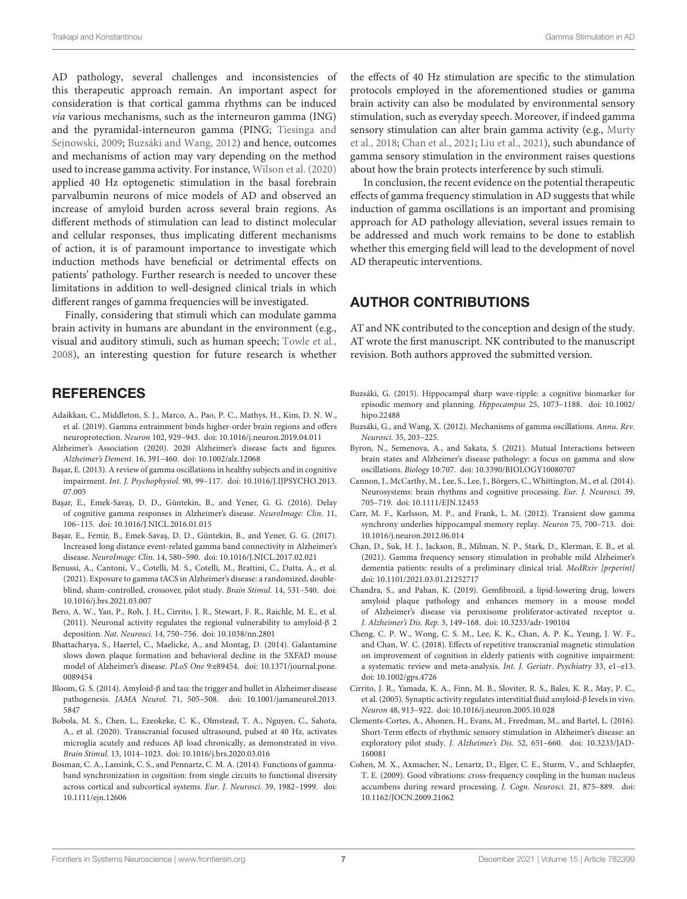AD pathology, several challenges and inconsistencies of this therapeutic approach remain. An important aspect for consideration is that cortical gamma rhythms can be induced *via* various mechanisms, such as the interneuron gamma (ING) and the pyramidal-interneuron gamma (PING; Tiesinga and Sejnowski, 2009; Buzsáki and Wang, 2012) and hence, outcomes and mechanisms of action may vary depending on the method used to increase gamma activity. For instance, Wilson et al. (2020) applied 40 Hz optogenetic stimulation in the basal forebrain parvalbumin neurons of mice models of AD and observed an increase of amyloid burden across several brain regions. As different methods of stimulation can lead to distinct molecular and cellular responses, thus implicating different mechanisms of action, it is of paramount importance to investigate which induction methods have beneficial or detrimental effects on patients' pathology. Further research is needed to uncover these limitations in addition to well-designed clinical trials in which different ranges of gamma frequencies will be investigated.

Finally, considering that stimuli which can modulate gamma brain activity in humans are abundant in the environment (e.g., visual and auditory stimuli, such as human speech; Towle et al., 2008), an interesting question for future research is whether the effects of 40 Hz stimulation are specific to the stimulation protocols employed in the aforementioned studies or gamma brain activity can also be modulated by environmental sensory stimulation, such as everyday speech. Moreover, if indeed gamma sensory stimulation can alter brain gamma activity (e.g., Murty et al., 2018; Chan et al., 2021; Liu et al., 2021), such abundance of gamma sensory stimulation in the environment raises questions about how the brain protects interference by such stimuli.

In conclusion, the recent evidence on the potential therapeutic effects of gamma frequency stimulation in AD suggests that while induction of gamma oscillations is an important and promising approach for AD pathology alleviation, several issues remain to be addressed and much work remains to be done to establish whether this emerging field will lead to the development of novel AD therapeutic interventions.

## AUTHOR CONTRIBUTIONS

AT and NK contributed to the conception and design of the study. AT wrote the first manuscript. NK contributed to the manuscript revision. Both authors approved the submitted version.

## REFERENCES

Adaikkan, C., Middleton, S. J., Marco, A., Pao, P. C., Mathys, H., Kim, D. N. W., et al. (2019). Gamma entrainment binds higher-order brain regions and offers neuroprotection. *Neuron* 102, 929–943. doi: 10.1016/j.neuron.2019.04.011

Alzheimer's Association (2020). 2020 Alzheimer's disease facts and figures. *Alzheimer's Dement.* 16, 391–460. doi: 10.1002/alz.12068

Başar, E. (2013). A review of gamma oscillations in healthy subjects and in cognitive impairment. *Int. J. Psychophysiol.* 90, 99–117. doi: 10.1016/J.IJPSYCHO.2013.07.005

Başar, E., Emek-Savaş, D. D., Güntekin, B., and Yener, G. G. (2016). Delay of cognitive gamma responses in Alzheimer's disease. *NeuroImage: Clin.* 11, 106–115. doi: 10.1016/J.NICL.2016.01.015

Başar, E., Femir, B., Emek-Savaş, D. D., Güntekin, B., and Yener, G. G. (2017). Increased long distance event-related gamma band connectivity in Alzheimer's disease. *NeuroImage: Clin.* 14, 580–590. doi: 10.1016/J.NICL.2017.02.021

Benussi, A., Cantoni, V., Cotelli, M. S., Cotelli, M., Brattini, C., Datta, A., et al. (2021). Exposure to gamma tACS in Alzheimer's disease: a randomized, double-blind, sham-controlled, crossover, pilot study. *Brain Stimul.* 14, 531–540. doi: 10.1016/j.brs.2021.03.007

Bero, A. W., Yan, P., Roh, J. H., Cirrito, J. R., Stewart, F. R., Raichle, M. E., et al. (2011). Neuronal activity regulates the regional vulnerability to amyloid-β 2 deposition. *Nat. Neurosci.* 14, 750–756. doi: 10.1038/nn.2801

Bhattacharya, S., Haertel, C., Maelicke, A., and Montag, D. (2014). Galantamine slows down plaque formation and behavioral decline in the 5XFAD mouse model of Alzheimer's disease. *PLoS One* 9:e89454. doi: 10.1371/journal.pone.0089454

Bloom, G. S. (2014). Amyloid-β and tau: the trigger and bullet in Alzheimer disease pathogenesis. *JAMA Neurol.* 71, 505–508. doi: 10.1001/jamaneurol.2013.5847

Bobola, M. S., Chen, L., Ezeokeke, C. K., Olmstead, T. A., Nguyen, C., Sahota, A., et al. (2020). Transcranial focused ultrasound, pulsed at 40 Hz, activates microglia acutely and reduces Aβ load chronically, as demonstrated in vivo. *Brain Stimul.* 13, 1014–1023. doi: 10.1016/j.brs.2020.03.016

Bosman, C. A., Lansink, C. S., and Pennartz, C. M. A. (2014). Functions of gamma-band synchronization in cognition: from single circuits to functional diversity across cortical and subcortical systems. *Eur. J. Neurosci.* 39, 1982–1999. doi: 10.1111/ejn.12606

Buzsáki, G. (2015). Hippocampal sharp wave-ripple: a cognitive biomarker for episodic memory and planning. *Hippocampus* 25, 1073–1188. doi: 10.1002/hipo.22488

Buzsáki, G., and Wang, X. (2012). Mechanisms of gamma oscillations. *Annu. Rev. Neurosci.* 35, 203–225.

Byron, N., Semenova, A., and Sakata, S. (2021). Mutual Interactions between brain states and Alzheimer's disease pathology: a focus on gamma and slow oscillations. *Biology* 10:707. doi: 10.3390/BIOLOGY10080707

Cannon, J., McCarthy, M., Lee, S., Lee, J., Börgers, C., Whittington, M., et al. (2014). Neurosystems: brain rhythms and cognitive processing. *Eur. J. Neurosci.* 39, 705–719. doi: 10.1111/EJN.12453

Carr, M. F., Karlsson, M. P., and Frank, L. M. (2012). Transient slow gamma synchrony underlies hippocampal memory replay. *Neuron* 75, 700–713. doi: 10.1016/j.neuron.2012.06.014

Chan, D., Suk, H. J., Jackson, B., Milman, N. P., Stark, D., Klerman, E. B., et al. (2021). Gamma frequency sensory stimulation in probable mild Alzheimer's dementia patients: results of a preliminary clinical trial. *MedRxiv [prperint]* doi: 10.1101/2021.03.01.21252717

Chandra, S., and Pahan, K. (2019). Gemfibrozil, a lipid-lowering drug, lowers amyloid plaque pathology and enhances memory in a mouse model of Alzheimer's disease via peroxisome proliferator-activated receptor α. *J. Alzheimer's Dis. Rep.* 3, 149–168. doi: 10.3233/adr-190104

Cheng, C. P. W., Wong, C. S. M., Lee, K. K., Chan, A. P. K., Yeung, J. W. F., and Chan, W. C. (2018). Effects of repetitive transcranial magnetic stimulation on improvement of cognition in elderly patients with cognitive impairment: a systematic review and meta-analysis. *Int. J. Geriatr. Psychiatry* 33, e1–e13. doi: 10.1002/gps.4726

Cirrito, J. R., Yamada, K. A., Finn, M. B., Sloviter, R. S., Bales, K. R., May, P. C., et al. (2005). Synaptic activity regulates interstitial fluid amyloid-β levels in vivo. *Neuron* 48, 913–922. doi: 10.1016/j.neuron.2005.10.028

Clements-Cortes, A., Ahonen, H., Evans, M., Freedman, M., and Bartel, L. (2016). Short-Term effects of rhythmic sensory stimulation in Alzheimer's disease: an exploratory pilot study. *J. Alzheimer's Dis.* 52, 651–660. doi: 10.3233/JAD-160081

Cohen, M. X., Axmacher, N., Lenartz, D., Elger, C. E., Sturm, V., and Schlaepfer, T. E. (2009). Good vibrations: cross-frequency coupling in the human nucleus accumbens during reward processing. *J. Cogn. Neurosci.* 21, 875–889. doi: 10.1162/JOCN.2009.21062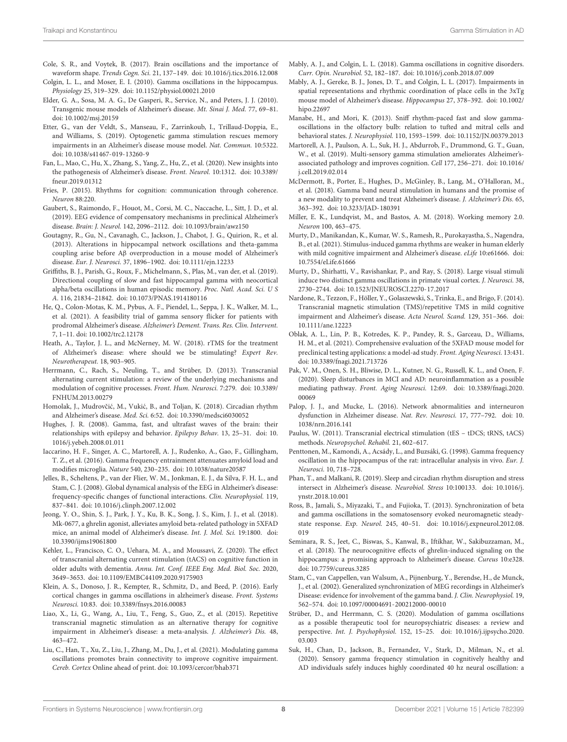Cole, S. R., and Voytek, B. (2017). Brain oscillations and the importance of waveform shape. *Trends Cogn. Sci.* 21, 137–149. doi: 10.1016/j.tics.2016.12.008

Colgin, L. L., and Moser, E. I. (2010). Gamma oscillations in the hippocampus. *Physiology* 25, 319–329. doi: 10.1152/physiol.00021.2010

Elder, G. A., Sosa, M. A. G., De Gasperi, R., Service, N., and Peters, J. J. (2010). Transgenic mouse models of Alzheimer's disease. *Mt. Sinai J. Med.* 77, 69–81. doi: 10.1002/msj.20159

Etter, G., van der Veldt, S., Manseau, F., Zarrinkoub, I., Trillaud-Doppia, E., and Williams, S. (2019). Optogenetic gamma stimulation rescues memory impairments in an Alzheimer's disease mouse model. *Nat. Commun.* 10:5322. doi: 10.1038/s41467-019-13260-9

Fan, L., Mao, C., Hu, X., Zhang, S., Yang, Z., Hu, Z., et al. (2020). New insights into the pathogenesis of Alzheimer's disease. *Front. Neurol.* 10:1312. doi: 10.3389/fneur.2019.01312

Fries, P. (2015). Rhythms for cognition: communication through coherence. *Neuron* 88:220.

Gaubert, S., Raimondo, F., Houot, M., Corsi, M. C., Naccache, L., Sitt, J. D., et al. (2019). EEG evidence of compensatory mechanisms in preclinical Alzheimer's disease. *Brain: J. Neurol.* 142, 2096–2112. doi: 10.1093/brain/awz150

Goutagny, R., Gu, N., Cavanagh, C., Jackson, J., Chabot, J. G., Quirion, R., et al. (2013). Alterations in hippocampal network oscillations and theta-gamma coupling arise before Aβ overproduction in a mouse model of Alzheimer's disease. *Eur. J. Neurosci.* 37, 1896–1902. doi: 10.1111/ejn.12233

Griffiths, B. J., Parish, G., Roux, F., Michelmann, S., Plas, M., van der, et al. (2019). Directional coupling of slow and fast hippocampal gamma with neocortical alpha/beta oscillations in human episodic memory. *Proc. Natl. Acad. Sci. U S A.* 116, 21834–21842. doi: 10.1073/PNAS.1914180116

He, Q., Colon-Motas, K. M., Pybus, A. F., Piendel, L., Seppa, J. K., Walker, M. L., et al. (2021). A feasibility trial of gamma sensory flicker for patients with prodromal Alzheimer's disease. *Alzheimer's Dement. Trans. Res. Clin. Intervent.* 7, 1–11. doi: 10.1002/trc2.12178

Heath, A., Taylor, J. L., and McNerney, M. W. (2018). rTMS for the treatment of Alzheimer's disease: where should we be stimulating? *Expert Rev. Neurotherapeut.* 18, 903–905.

Herrmann, C., Rach, S., Neuling, T., and Strüber, D. (2013). Transcranial alternating current stimulation: a review of the underlying mechanisms and modulation of cognitive processes. *Front. Hum. Neurosci.* 7:279. doi: 10.3389/FNHUM.2013.00279

Homolak, J., Mudrovčić, M., Vukić, B., and Toljan, K. (2018). Circadian rhythm and Alzheimer's disease. *Med. Sci.* 6:52. doi: 10.3390/medsci6030052

Hughes, J. R. (2008). Gamma, fast, and ultrafast waves of the brain: their relationships with epilepsy and behavior. *Epilepsy Behav.* 13, 25–31. doi: 10.1016/j.yebeh.2008.01.011

Iaccarino, H. F., Singer, A. C., Martorell, A. J., Rudenko, A., Gao, F., Gillingham, T. Z., et al. (2016). Gamma frequency entrainment attenuates amyloid load and modifies microglia. *Nature* 540, 230–235. doi: 10.1038/nature20587

Jelles, B., Scheltens, P., van der Flier, W. M., Jonkman, E. J., da Silva, F. H. L., and Stam, C. J. (2008). Global dynamical analysis of the EEG in Alzheimer's disease: frequency-specific changes of functional interactions. *Clin. Neurophysiol.* 119, 837–841. doi: 10.1016/j.clinph.2007.12.002

Jeong, Y. O., Shin, S. J., Park, J. Y., Ku, B. K., Song, J. S., Kim, J. J., et al. (2018). Mk-0677, a ghrelin agonist, alleviates amyloid beta-related pathology in 5XFAD mice, an animal model of Alzheimer's disease. *Int. J. Mol. Sci.* 19:1800. doi: 10.3390/ijms19061800

Kehler, L., Francisco, C. O., Uehara, M. A., and Moussavi, Z. (2020). The effect of transcranial alternating current stimulation (tACS) on cognitive function in older adults with dementia. *Annu. Int. Conf. IEEE Eng. Med. Biol. Soc.* 2020, 3649–3653. doi: 10.1109/EMBC44109.2020.9175903

Klein, A. S., Donoso, J. R., Kempter, R., Schmitz, D., and Beed, P. (2016). Early cortical changes in gamma oscillations in alzheimer's disease. *Front. Systems Neurosci.* 10:83. doi: 10.3389/fnsys.2016.00083

Liao, X., Li, G., Wang, A., Liu, T., Feng, S., Guo, Z., et al. (2015). Repetitive transcranial magnetic stimulation as an alternative therapy for cognitive impairment in Alzheimer's disease: a meta-analysis. *J. Alzheimer's Dis.* 48, 463–472.

Liu, C., Han, T., Xu, Z., Liu, J., Zhang, M., Du, J., et al. (2021). Modulating gamma oscillations promotes brain connectivity to improve cognitive impairment. *Cereb. Cortex* Online ahead of print. doi: 10.1093/cercor/bhab371

Mably, A. J., and Colgin, L. L. (2018). Gamma oscillations in cognitive disorders. *Curr. Opin. Neurobiol.* 52, 182–187. doi: 10.1016/j.conb.2018.07.009

Mably, A. J., Gereke, B. J., Jones, D. T., and Colgin, L. L. (2017). Impairments in spatial representations and rhythmic coordination of place cells in the 3xTg mouse model of Alzheimer's disease. *Hippocampus* 27, 378–392. doi: 10.1002/hipo.22697

Manabe, H., and Mori, K. (2013). Sniff rhythm-paced fast and slow gamma-oscillations in the olfactory bulb: relation to tufted and mitral cells and behavioral states. *J. Neurophysiol.* 110, 1593–1599. doi: 10.1152/JN.00379.2013

Martorell, A. J., Paulson, A. L., Suk, H. J., Abdurrob, F., Drummond, G. T., Guan, W., et al. (2019). Multi-sensory gamma stimulation ameliorates Alzheimer's-associated pathology and improves cognition. *Cell* 177, 256–271. doi: 10.1016/j.cell.2019.02.014

McDermott, B., Porter, E., Hughes, D., McGinley, B., Lang, M., O'Halloran, M., et al. (2018). Gamma band neural stimulation in humans and the promise of a new modality to prevent and treat Alzheimer's disease. *J. Alzheimer's Dis.* 65, 363–392. doi: 10.3233/JAD-180391

Miller, E. K., Lundqvist, M., and Bastos, A. M. (2018). Working memory 2.0. *Neuron* 100, 463–475.

Murty, D., Manikandan, K., Kumar, W. S., Ramesh, R., Purokayastha, S., Nagendra, B., et al. (2021). Stimulus-induced gamma rhythms are weaker in human elderly with mild cognitive impairment and Alzheimer's disease. *eLife* 10:e61666. doi: 10.7554/eLife.61666

Murty, D., Shirhatti, V., Ravishankar, P., and Ray, S. (2018). Large visual stimuli induce two distinct gamma oscillations in primate visual cortex. *J. Neurosci.* 38, 2730–2744. doi: 10.1523/JNEUROSCI.2270-17.2017

Nardone, R., Tezzon, F., Höller, Y., Golaszewski, S., Trinka, E., and Brigo, F. (2014). Transcranial magnetic stimulation (TMS)/repetitive TMS in mild cognitive impairment and Alzheimer's disease. *Acta Neurol. Scand.* 129, 351–366. doi: 10.1111/ane.12223

Oblak, A. L., Lin, P. B., Kotredes, K. P., Pandey, R. S., Garceau, D., Williams, H. M., et al. (2021). Comprehensive evaluation of the 5XFAD mouse model for preclinical testing applications: a model-ad study. *Front. Aging Neurosci.* 13:431. doi: 10.3389/fnagi.2021.713726

Pak, V. M., Onen, S. H., Bliwise, D. L., Kutner, N. G., Russell, K. L., and Onen, F. (2020). Sleep disturbances in MCI and AD: neuroinflammation as a possible mediating pathway. *Front. Aging Neurosci.* 12:69. doi: 10.3389/fnagi.2020.00069

Palop, J. J., and Mucke, L. (2016). Network abnormalities and interneuron dysfunction in Alzheimer disease. *Nat. Rev. Neurosci.* 17, 777–792. doi: 10.1038/nrn.2016.141

Paulus, W. (2011). Transcranial electrical stimulation (tES – tDCS; tRNS, tACS) methods. *Neuropsychol. Rehabil.* 21, 602–617.

Penttonen, M., Kamondi, A., Acsády, L., and Buzsáki, G. (1998). Gamma frequency oscillation in the hippocampus of the rat: intracellular analysis in vivo. *Eur. J. Neurosci.* 10, 718–728.

Phan, T., and Malkani, R. (2019). Sleep and circadian rhythm disruption and stress intersect in Alzheimer's disease. *Neurobiol. Stress* 10:100133. doi: 10.1016/j.ynstr.2018.10.001

Ross, B., Jamali, S., Miyazaki, T., and Fujioka, T. (2013). Synchronization of beta and gamma oscillations in the somatosensory evoked neuromagnetic steady-state response. *Exp. Neurol.* 245, 40–51. doi: 10.1016/j.expneurol.2012.08.019

Seminara, R. S., Jeet, C., Biswas, S., Kanwal, B., Iftikhar, W., Sakibuzzaman, M., et al. (2018). The neurocognitive effects of ghrelin-induced signaling on the hippocampus: a promising approach to Alzheimer's disease. *Cureus* 10:e328. doi: 10.7759/cureus.3285

Stam, C., van Cappellen, van Walsum, A., Pijnenburg, Y., Berendse, H., de Munck, J., et al. (2002). Generalized synchronization of MEG recordings in Alzheimer's Disease: evidence for involvement of the gamma band. *J. Clin. Neurophysiol.* 19, 562–574. doi: 10.1097/00004691-200212000-00010

Strüber, D., and Herrmann, C. S. (2020). Modulation of gamma oscillations as a possible therapeutic tool for neuropsychiatric diseases: a review and perspective. *Int. J. Psychophysiol.* 152, 15–25. doi: 10.1016/j.ijpsycho.2020.03.003

Suk, H., Chan, D., Jackson, B., Fernandez, V., Stark, D., Milman, N., et al. (2020). Sensory gamma frequency stimulation in cognitively healthy and AD individuals safely induces highly coordinated 40 hz neural oscillation: a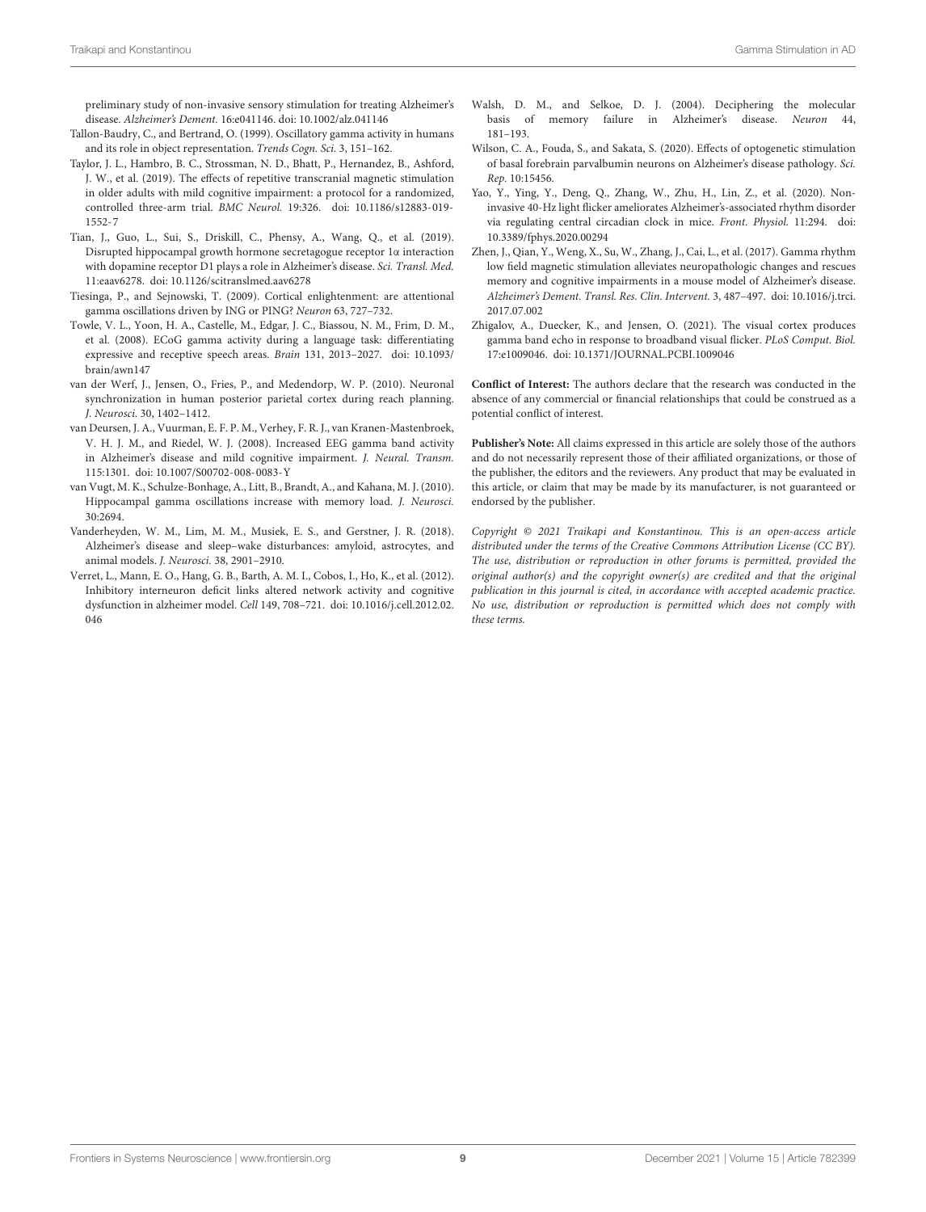preliminary study of non-invasive sensory stimulation for treating Alzheimer's disease. *Alzheimer's Dement.* 16:e041146. doi: 10.1002/alz.041146

Tallon-Baudry, C., and Bertrand, O. (1999). Oscillatory gamma activity in humans and its role in object representation. *Trends Cogn. Sci.* 3, 151–162.

Taylor, J. L., Hambro, B. C., Strossman, N. D., Bhatt, P., Hernandez, B., Ashford, J. W., et al. (2019). The effects of repetitive transcranial magnetic stimulation in older adults with mild cognitive impairment: a protocol for a randomized, controlled three-arm trial. *BMC Neurol.* 19:326. doi: 10.1186/s12883-019-1552-7

Tian, J., Guo, L., Sui, S., Driskill, C., Phensy, A., Wang, Q., et al. (2019). Disrupted hippocampal growth hormone secretagogue receptor 1α interaction with dopamine receptor D1 plays a role in Alzheimer's disease. *Sci. Transl. Med.* 11:eaav6278. doi: 10.1126/scitranslmed.aav6278

Tiesinga, P., and Sejnowski, T. (2009). Cortical enlightenment: are attentional gamma oscillations driven by ING or PING? *Neuron* 63, 727–732.

Towle, V. L., Yoon, H. A., Castelle, M., Edgar, J. C., Biassou, N. M., Frim, D. M., et al. (2008). ECoG gamma activity during a language task: differentiating expressive and receptive speech areas. *Brain* 131, 2013–2027. doi: 10.1093/brain/awn147

van der Werf, J., Jensen, O., Fries, P., and Medendorp, W. P. (2010). Neuronal synchronization in human posterior parietal cortex during reach planning. *J. Neurosci.* 30, 1402–1412.

van Deursen, J. A., Vuurman, E. F. P. M., Verhey, F. R. J., van Kranen-Mastenbroek, V. H. J. M., and Riedel, W. J. (2008). Increased EEG gamma band activity in Alzheimer's disease and mild cognitive impairment. *J. Neural. Transm.* 115:1301. doi: 10.1007/S00702-008-0083-Y

van Vugt, M. K., Schulze-Bonhage, A., Litt, B., Brandt, A., and Kahana, M. J. (2010). Hippocampal gamma oscillations increase with memory load. *J. Neurosci.* 30:2694.

Vanderheyden, W. M., Lim, M. M., Musiek, E. S., and Gerstner, J. R. (2018). Alzheimer's disease and sleep–wake disturbances: amyloid, astrocytes, and animal models. *J. Neurosci.* 38, 2901–2910.

Verret, L., Mann, E. O., Hang, G. B., Barth, A. M. I., Cobos, I., Ho, K., et al. (2012). Inhibitory interneuron deficit links altered network activity and cognitive dysfunction in alzheimer model. *Cell* 149, 708–721. doi: 10.1016/j.cell.2012.02.046

Walsh, D. M., and Selkoe, D. J. (2004). Deciphering the molecular basis of memory failure in Alzheimer's disease. *Neuron* 44, 181–193.

Wilson, C. A., Fouda, S., and Sakata, S. (2020). Effects of optogenetic stimulation of basal forebrain parvalbumin neurons on Alzheimer's disease pathology. *Sci. Rep.* 10:15456.

Yao, Y., Ying, Y., Deng, Q., Zhang, W., Zhu, H., Lin, Z., et al. (2020). Non-invasive 40-Hz light flicker ameliorates Alzheimer's-associated rhythm disorder via regulating central circadian clock in mice. *Front. Physiol.* 11:294. doi: 10.3389/fphys.2020.00294

Zhen, J., Qian, Y., Weng, X., Su, W., Zhang, J., Cai, L., et al. (2017). Gamma rhythm low field magnetic stimulation alleviates neuropathologic changes and rescues memory and cognitive impairments in a mouse model of Alzheimer's disease. *Alzheimer's Dement. Transl. Res. Clin. Intervent.* 3, 487–497. doi: 10.1016/j.trci.2017.07.002

Zhigalov, A., Duecker, K., and Jensen, O. (2021). The visual cortex produces gamma band echo in response to broadband visual flicker. *PLoS Comput. Biol.* 17:e1009046. doi: 10.1371/JOURNAL.PCBI.1009046

**Conflict of Interest:** The authors declare that the research was conducted in the absence of any commercial or financial relationships that could be construed as a potential conflict of interest.

**Publisher's Note:** All claims expressed in this article are solely those of the authors and do not necessarily represent those of their affiliated organizations, or those of the publisher, the editors and the reviewers. Any product that may be evaluated in this article, or claim that may be made by its manufacturer, is not guaranteed or endorsed by the publisher.

*Copyright © 2021 Traikapi and Konstantinou. This is an open-access article distributed under the terms of the Creative Commons Attribution License (CC BY). The use, distribution or reproduction in other forums is permitted, provided the original author(s) and the copyright owner(s) are credited and that the original publication in this journal is cited, in accordance with accepted academic practice. No use, distribution or reproduction is permitted which does not comply with these terms.*